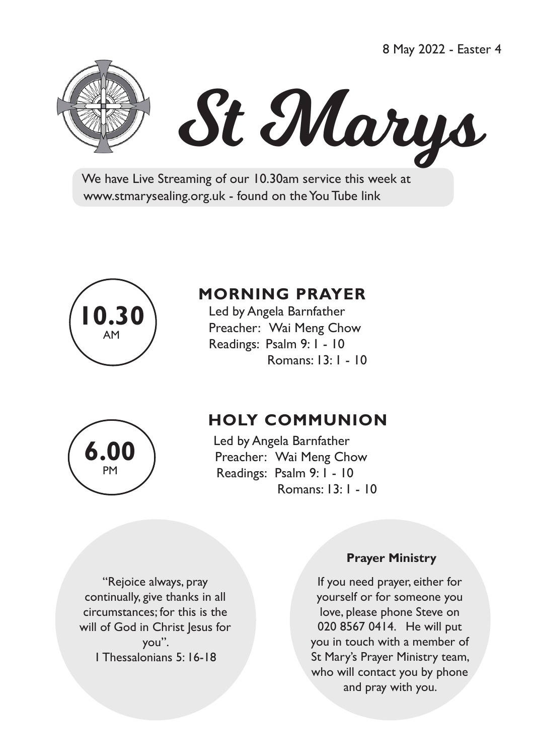8 May 2022 - Easter 4

# St Marys

We have Live Streaming of our 10.30am service this week at www.stmarysealing.org.uk - found on the You Tube link

**10.30** AM

## MORNING PRAYER

Led by Angela Barnfather
Preacher: Wai Meng Chow
Readings: Psalm 9: 1 - 10
Romans: 13: 1 - 10

**6.00** PM

## HOLY COMMUNION

Led by Angela Barnfather
Preacher: Wai Meng Chow
Readings: Psalm 9: 1 - 10
Romans: 13: 1 - 10

"Rejoice always, pray continually, give thanks in all circumstances; for this is the will of God in Christ Jesus for you".
1 Thessalonians 5: 16-18

**Prayer Ministry**

If you need prayer, either for yourself or for someone you love, please phone Steve on 020 8567 0414. He will put you in touch with a member of St Mary's Prayer Ministry team, who will contact you by phone and pray with you.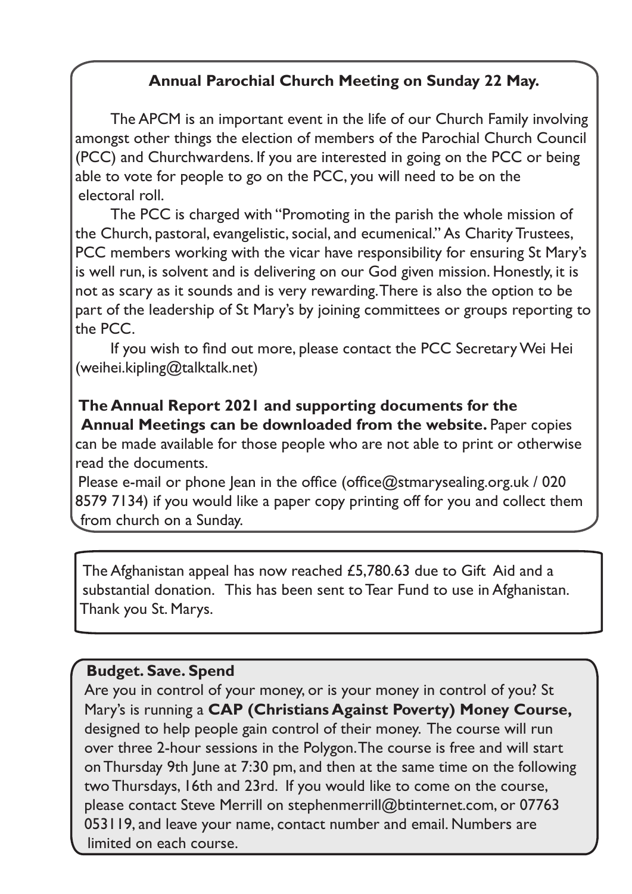### Annual Parochial Church Meeting on Sunday 22 May.

The APCM is an important event in the life of our Church Family involving amongst other things the election of members of the Parochial Church Council (PCC) and Churchwardens. If you are interested in going on the PCC or being able to vote for people to go on the PCC, you will need to be on the electoral roll.

The PCC is charged with "Promoting in the parish the whole mission of the Church, pastoral, evangelistic, social, and ecumenical." As Charity Trustees, PCC members working with the vicar have responsibility for ensuring St Mary's is well run, is solvent and is delivering on our God given mission. Honestly, it is not as scary as it sounds and is very rewarding. There is also the option to be part of the leadership of St Mary's by joining committees or groups reporting to the PCC.

If you wish to find out more, please contact the PCC Secretary Wei Hei (weihei.kipling@talktalk.net)

**The Annual Report 2021 and supporting documents for the Annual Meetings can be downloaded from the website.** Paper copies can be made available for those people who are not able to print or otherwise read the documents.

Please e-mail or phone Jean in the office (office@stmarysealing.org.uk / 020 8579 7134) if you would like a paper copy printing off for you and collect them from church on a Sunday.

---

The Afghanistan appeal has now reached £5,780.63 due to Gift Aid and a substantial donation. This has been sent to Tear Fund to use in Afghanistan. Thank you St. Marys.

---

**Budget. Save. Spend**

Are you in control of your money, or is your money in control of you? St Mary's is running a **CAP (Christians Against Poverty) Money Course,** designed to help people gain control of their money. The course will run over three 2-hour sessions in the Polygon. The course is free and will start on Thursday 9th June at 7:30 pm, and then at the same time on the following two Thursdays, 16th and 23rd. If you would like to come on the course, please contact Steve Merrill on stephenmerrill@btinternet.com, or 07763 053119, and leave your name, contact number and email. Numbers are limited on each course.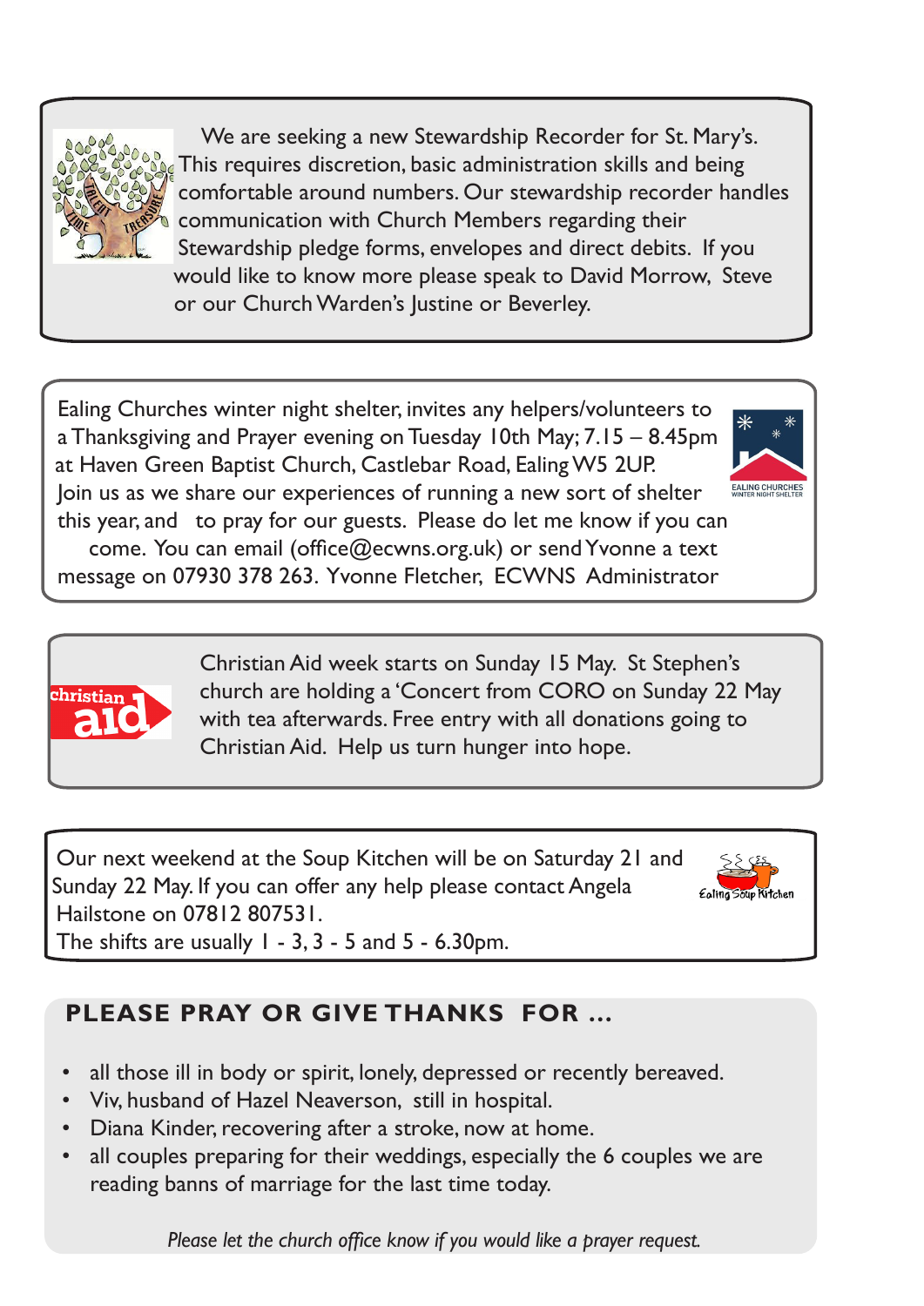We are seeking a new Stewardship Recorder for St. Mary's. This requires discretion, basic administration skills and being comfortable around numbers. Our stewardship recorder handles communication with Church Members regarding their Stewardship pledge forms, envelopes and direct debits. If you would like to know more please speak to David Morrow, Steve or our Church Warden's Justine or Beverley.

---

Ealing Churches winter night shelter, invites any helpers/volunteers to a Thanksgiving and Prayer evening on Tuesday 10th May; 7.15 – 8.45pm at Haven Green Baptist Church, Castlebar Road, Ealing W5 2UP. Join us as we share our experiences of running a new sort of shelter this year, and to pray for our guests. Please do let me know if you can come. You can email (office@ecwns.org.uk) or send Yvonne a text message on 07930 378 263. Yvonne Fletcher, ECWNS Administrator

---

Christian Aid week starts on Sunday 15 May. St Stephen's church are holding a 'Concert from CORO on Sunday 22 May with tea afterwards. Free entry with all donations going to Christian Aid. Help us turn hunger into hope.

---

Our next weekend at the Soup Kitchen will be on Saturday 21 and Sunday 22 May. If you can offer any help please contact Angela Hailstone on 07812 807531.
The shifts are usually 1 - 3, 3 - 5 and 5 - 6.30pm.

---

## PLEASE PRAY OR GIVE THANKS FOR …

- all those ill in body or spirit, lonely, depressed or recently bereaved.
- Viv, husband of Hazel Neaverson, still in hospital.
- Diana Kinder, recovering after a stroke, now at home.
- all couples preparing for their weddings, especially the 6 couples we are reading banns of marriage for the last time today.

*Please let the church office know if you would like a prayer request.*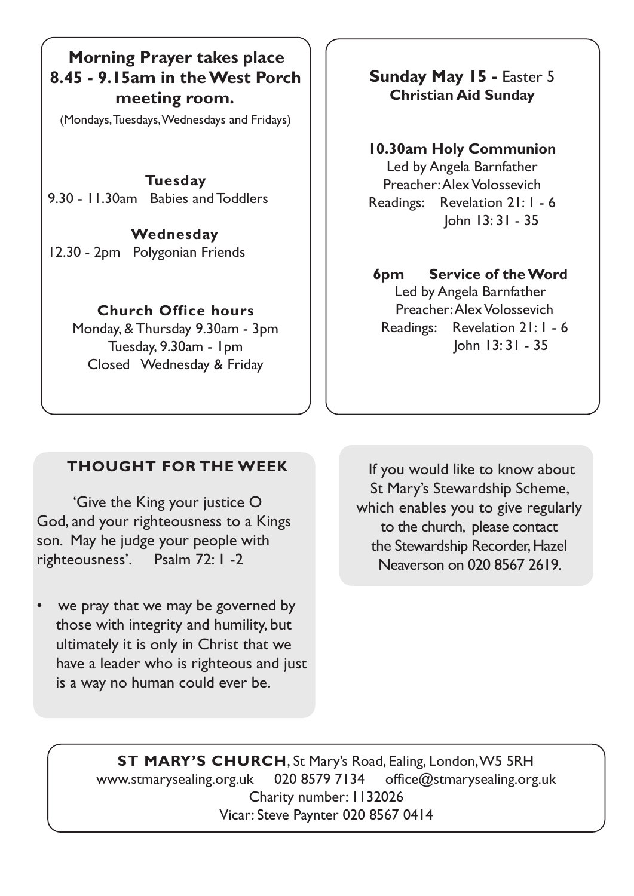**Morning Prayer takes place 8.45 - 9.15am in the West Porch meeting room.**

(Mondays, Tuesdays, Wednesdays and Fridays)

**Tuesday**

9.30 - 11.30am Babies and Toddlers

**Wednesday**

12.30 - 2pm Polygonian Friends

**Church Office hours**

Monday, & Thursday 9.30am - 3pm
Tuesday, 9.30am - 1pm
Closed Wednesday & Friday

**Sunday May 15 -** Easter 5
**Christian Aid Sunday**

**10.30am Holy Communion**
Led by Angela Barnfather
Preacher: Alex Volossevich
Readings: Revelation 21: 1 - 6
John 13: 31 - 35

**6pm Service of the Word**
Led by Angela Barnfather
Preacher: Alex Volossevich
Readings: Revelation 21: 1 - 6
John 13: 31 - 35

## THOUGHT FOR THE WEEK

'Give the King your justice O God, and your righteousness to a Kings son. May he judge your people with righteousness'. Psalm 72: 1 -2

- we pray that we may be governed by those with integrity and humility, but ultimately it is only in Christ that we have a leader who is righteous and just is a way no human could ever be.

If you would like to know about St Mary's Stewardship Scheme, which enables you to give regularly to the church, please contact the Stewardship Recorder, Hazel Neaverson on 020 8567 2619.

**ST MARY'S CHURCH**, St Mary's Road, Ealing, London, W5 5RH
www.stmarysealing.org.uk 020 8579 7134 office@stmarysealing.org.uk
Charity number: 1132026
Vicar: Steve Paynter 020 8567 0414